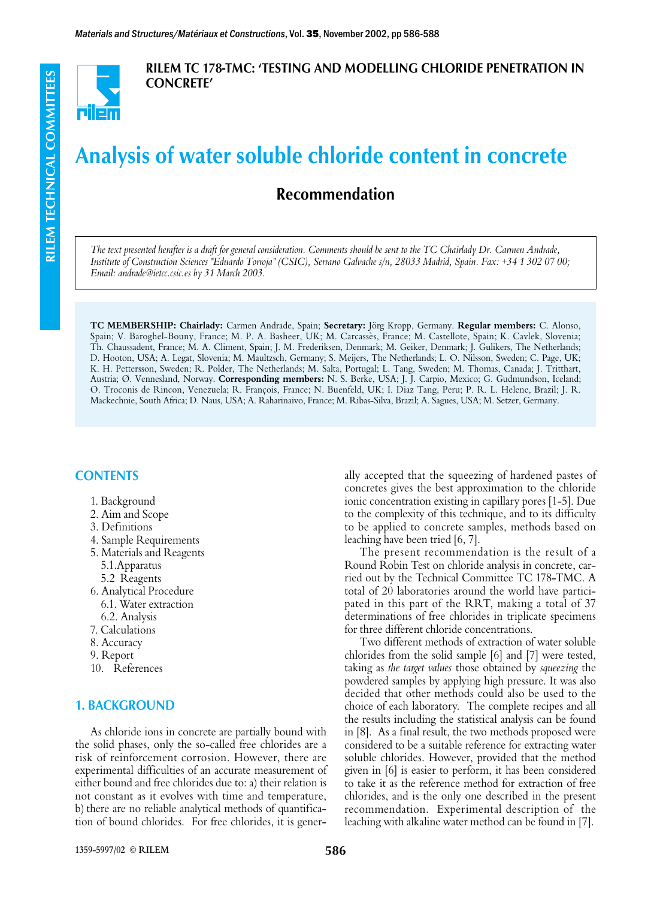**RILEM TC 178-TMC: 'TESTING AND MODELLING CHLORIDE PENETRATION IN CONCRETE'**

# Analysis of water soluble chloride content in concrete

## Recommendation

*The text presented herafter is a draft for general consideration. Comments should be sent to the TC Chairlady Dr. Carmen Andrade, Institute of Construction Sciences "Eduardo Torroja" (CSIC), Serrano Galvache s/n, 28033 Madrid, Spain. Fax: +34 1 302 07 00; Email: andrade@ietcc.csic.es by 31 March 2003.*

**TC MEMBERSHIP: Chairlady:** Carmen Andrade, Spain; **Secretary:** Jörg Kropp, Germany. **Regular members:** C. Alonso, Spain; V. Baroghel-Bouny, France; M. P. A. Basheer, UK; M. Carcassès, France; M. Castellote, Spain; K. Cavlek, Slovenia; Th. Chaussadent, France; M. A. Climent, Spain; J. M. Frederiksen, Denmark; M. Geiker, Denmark; J. Gulikers, The Netherlands; D. Hooton, USA; A. Legat, Slovenia; M. Maultzsch, Germany; S. Meijers, The Netherlands; L. O. Nilsson, Sweden; C. Page, UK; K. H. Pettersson, Sweden; R. Polder, The Netherlands; M. Salta, Portugal; L. Tang, Sweden; M. Thomas, Canada; J. Tritthart, Austria; Ø. Vennesland, Norway. **Corresponding members:** N. S. Berke, USA; J. J. Carpio, Mexico; G. Gudmundson, Iceland; O. Troconis de Rincon, Venezuela; R. François, France; N. Buenfeld, UK; I. Diaz Tang, Peru; P. R. L. Helene, Brazil; J. R. Mackechnie, South Africa; D. Naus, USA; A. Raharinaivo, France; M. Ribas-Silva, Brazil; A. Sagues, USA; M. Setzer, Germany.

## CONTENTS

1. Background
2. Aim and Scope
3. Definitions
4. Sample Requirements
5. Materials and Reagents
   - 5.1. Apparatus
   - 5.2 Reagents
6. Analytical Procedure
   - 6.1. Water extraction
   - 6.2. Analysis
7. Calculations
8. Accuracy
9. Report
10. References

## 1. BACKGROUND

As chloride ions in concrete are partially bound with the solid phases, only the so-called free chlorides are a risk of reinforcement corrosion. However, there are experimental difficulties of an accurate measurement of either bound and free chlorides due to: a) their relation is not constant as it evolves with time and temperature, b) there are no reliable analytical methods of quantification of bound chlorides. For free chlorides, it is generally accepted that the squeezing of hardened pastes of concretes gives the best approximation to the chloride ionic concentration existing in capillary pores [1-5]. Due to the complexity of this technique, and to its difficulty to be applied to concrete samples, methods based on leaching have been tried [6, 7].

The present recommendation is the result of a Round Robin Test on chloride analysis in concrete, carried out by the Technical Committee TC 178-TMC. A total of 20 laboratories around the world have participated in this part of the RRT, making a total of 37 determinations of free chlorides in triplicate specimens for three different chloride concentrations.

Two different methods of extraction of water soluble chlorides from the solid sample [6] and [7] were tested, taking as *the target values* those obtained by *squeezing* the powdered samples by applying high pressure. It was also decided that other methods could also be used to the choice of each laboratory. The complete recipes and all the results including the statistical analysis can be found in [8]. As a final result, the two methods proposed were considered to be a suitable reference for extracting water soluble chlorides. However, provided that the method given in [6] is easier to perform, it has been considered to take it as the reference method for extraction of free chlorides, and is the only one described in the present recommendation. Experimental description of the leaching with alkaline water method can be found in [7].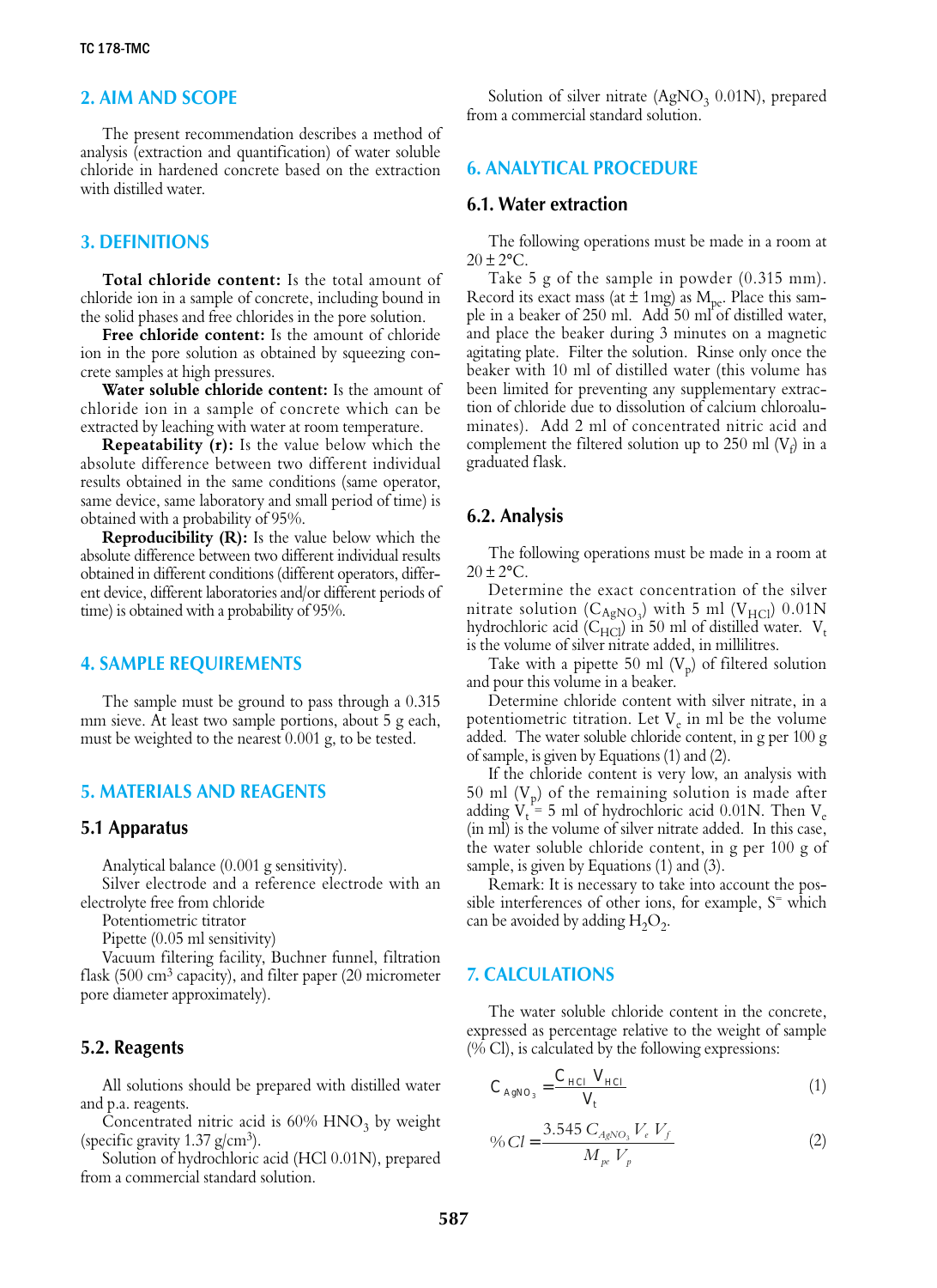## 2. AIM AND SCOPE

The present recommendation describes a method of analysis (extraction and quantification) of water soluble chloride in hardened concrete based on the extraction with distilled water.

## 3. DEFINITIONS

**Total chloride content:** Is the total amount of chloride ion in a sample of concrete, including bound in the solid phases and free chlorides in the pore solution.

**Free chloride content:** Is the amount of chloride ion in the pore solution as obtained by squeezing concrete samples at high pressures.

**Water soluble chloride content:** Is the amount of chloride ion in a sample of concrete which can be extracted by leaching with water at room temperature.

**Repeatability (r):** Is the value below which the absolute difference between two different individual results obtained in the same conditions (same operator, same device, same laboratory and small period of time) is obtained with a probability of 95%.

**Reproducibility (R):** Is the value below which the absolute difference between two different individual results obtained in different conditions (different operators, different device, different laboratories and/or different periods of time) is obtained with a probability of 95%.

## 4. SAMPLE REQUIREMENTS

The sample must be ground to pass through a 0.315 mm sieve. At least two sample portions, about 5 g each, must be weighted to the nearest 0.001 g, to be tested.

## 5. MATERIALS AND REAGENTS

### 5.1 Apparatus

Analytical balance (0.001 g sensitivity).

Silver electrode and a reference electrode with an electrolyte free from chloride

Potentiometric titrator

Pipette (0.05 ml sensitivity)

Vacuum filtering facility, Buchner funnel, filtration flask (500 $cm^3$ capacity), and filter paper (20 micrometer pore diameter approximately).

### 5.2. Reagents

All solutions should be prepared with distilled water and p.a. reagents.

Concentrated nitric acid is 60% $HNO_3$ by weight (specific gravity 1.37 $g/cm^3$).

Solution of hydrochloric acid (HCl 0.01N), prepared from a commercial standard solution.

Solution of silver nitrate ($AgNO_3$ 0.01N), prepared from a commercial standard solution.

## 6. ANALYTICAL PROCEDURE

### 6.1. Water extraction

The following operations must be made in a room at 20 ± 2°C.

Take 5 g of the sample in powder (0.315 mm). Record its exact mass (at ± 1mg) as $M_{pe}$. Place this sample in a beaker of 250 ml. Add 50 ml of distilled water, and place the beaker during 3 minutes on a magnetic agitating plate. Filter the solution. Rinse only once the beaker with 10 ml of distilled water (this volume has been limited for preventing any supplementary extraction of chloride due to dissolution of calcium chloroaluminates). Add 2 ml of concentrated nitric acid and complement the filtered solution up to 250 ml ($V_f$) in a graduated flask.

### 6.2. Analysis

The following operations must be made in a room at 20 ± 2°C.

Determine the exact concentration of the silver nitrate solution ($C_{AgNO_3}$) with 5 ml ($V_{HCl}$) 0.01N hydrochloric acid ($C_{HCl}$) in 50 ml of distilled water. $V_t$ is the volume of silver nitrate added, in millilitres.

Take with a pipette 50 ml ($V_p$) of filtered solution and pour this volume in a beaker.

Determine chloride content with silver nitrate, in a potentiometric titration. Let $V_e$ in ml be the volume added. The water soluble chloride content, in g per 100 g of sample, is given by Equations (1) and (2).

If the chloride content is very low, an analysis with 50 ml ($V_p$) of the remaining solution is made after adding $V_t$ = 5 ml of hydrochloric acid 0.01N. Then $V_e$ (in ml) is the volume of silver nitrate added. In this case, the water soluble chloride content, in g per 100 g of sample, is given by Equations (1) and (3).

Remark: It is necessary to take into account the possible interferences of other ions, for example, $S^=$ which can be avoided by adding $H_2O_2$.

## 7. CALCULATIONS

The water soluble chloride content in the concrete, expressed as percentage relative to the weight of sample (% Cl), is calculated by the following expressions:

$$C_{AgNO_3} = \frac{C_{HCl}\ V_{HCl}}{V_t} \tag{1}$$

$$\%Cl = \frac{3.545\ C_{AgNO_3}\ V_e\ V_f}{M_{pe}\ V_p} \tag{2}$$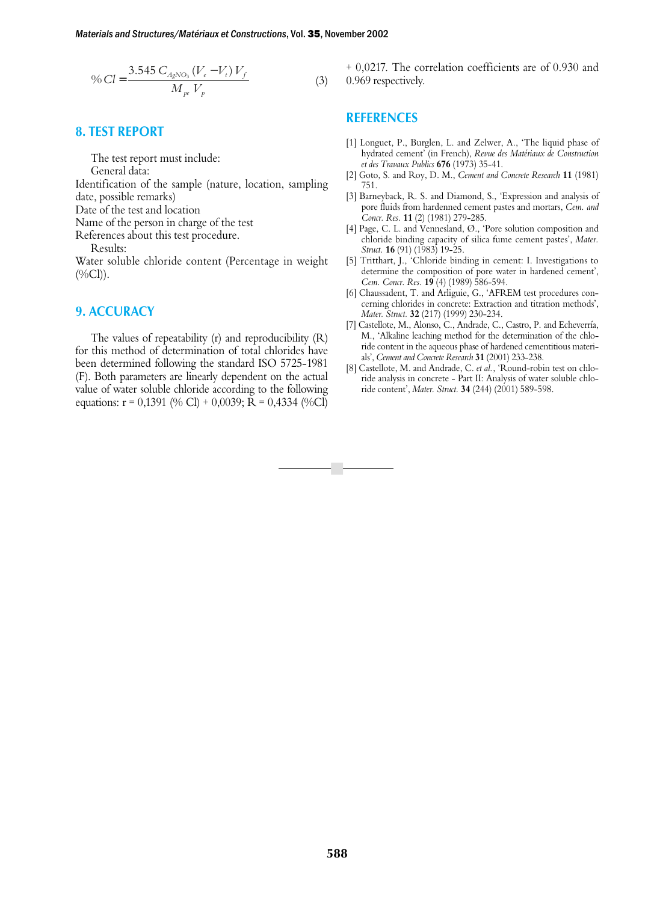$$\%Cl = \frac{3.545\, C_{AgNO_3}\,(V_e - V_t)\, V_f}{M_{pe}\, V_p} \tag{3}$$

## 8. TEST REPORT

The test report must include:

General data:

Identification of the sample (nature, location, sampling date, possible remarks)

Date of the test and location

Name of the person in charge of the test

References about this test procedure.

Results:

Water soluble chloride content (Percentage in weight (%Cl)).

## 9. ACCURACY

The values of repeatability (r) and reproducibility (R) for this method of determination of total chlorides have been determined following the standard ISO 5725-1981 (F). Both parameters are linearly dependent on the actual value of water soluble chloride according to the following equations: r = 0,1391 (% Cl) + 0,0039; R = 0,4334 (%Cl) + 0,0217. The correlation coefficients are of 0.930 and 0.969 respectively.

## REFERENCES

[1] Longuet, P., Burglen, L. and Zelwer, A., 'The liquid phase of hydrated cement' (in French), *Revue des Matériaux de Construction et des Travaux Publics* **676** (1973) 35-41.

[2] Goto, S. and Roy, D. M., *Cement and Concrete Research* **11** (1981) 751.

[3] Barneyback, R. S. and Diamond, S., 'Expression and analysis of pore fluids from hardenned cement pastes and mortars, *Cem. and Concr. Res.* **11** (2) (1981) 279-285.

[4] Page, C. L. and Vennesland, Ø., 'Pore solution composition and chloride binding capacity of silica fume cement pastes', *Mater. Struct.* **16** (91) (1983) 19-25.

[5] Tritthart, J., 'Chloride binding in cement: I. Investigations to determine the composition of pore water in hardened cement', *Cem. Concr. Res.* **19** (4) (1989) 586-594.

[6] Chaussadent, T. and Arliguie, G., 'AFREM test procedures concerning chlorides in concrete: Extraction and titration methods', *Mater. Struct.* **32** (217) (1999) 230-234.

[7] Castellote, M., Alonso, C., Andrade, C., Castro, P. and Echeverría, M., 'Alkaline leaching method for the determination of the chloride content in the aqueous phase of hardened cementitious materials', *Cement and Concrete Research* **31** (2001) 233-238.

[8] Castellote, M. and Andrade, C. *et al.*, 'Round-robin test on chloride analysis in concrete - Part II: Analysis of water soluble chloride content', *Mater. Struct.* **34** (244) (2001) 589-598.